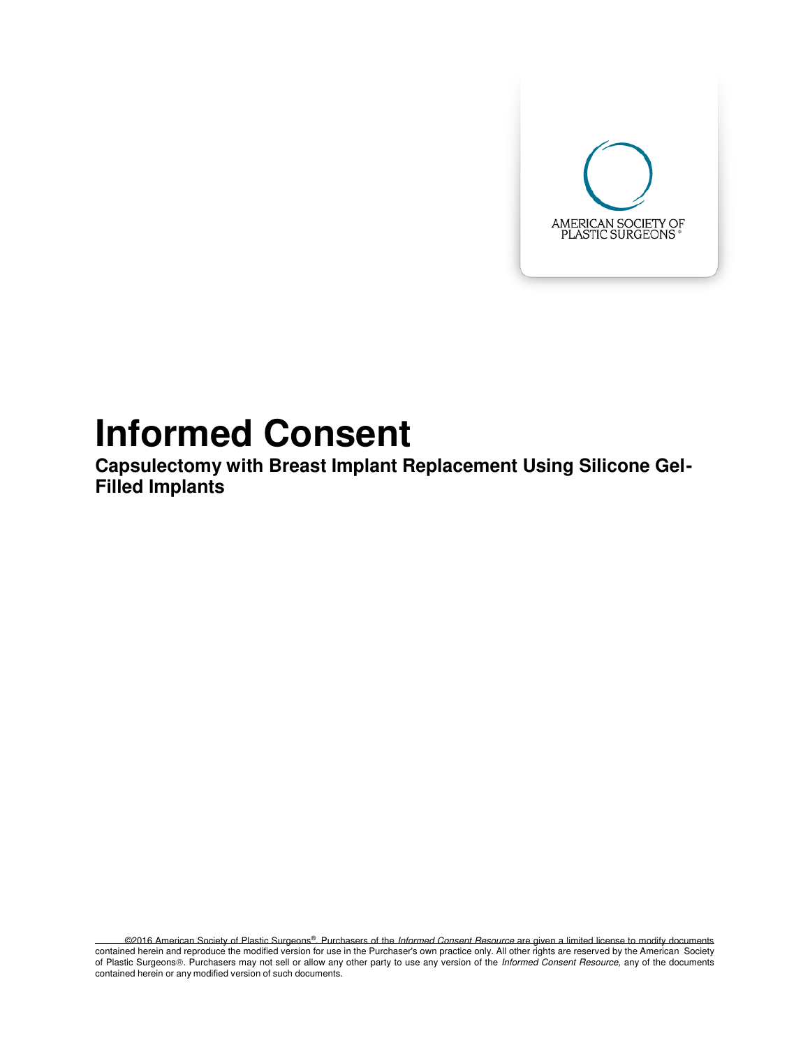AMERICAN SOCIETY OF PLASTIC SURGEONS®

# Informed Consent

## Capsulectomy with Breast Implant Replacement Using Silicone Gel-Filled Implants

©2016 American Society of Plastic Surgeons®. Purchasers of the *Informed Consent Resource* are given a limited license to modify documents contained herein and reproduce the modified version for use in the Purchaser's own practice only. All other rights are reserved by the American Society of Plastic Surgeons®. Purchasers may not sell or allow any other party to use any version of the *Informed Consent Resource*, any of the documents contained herein or any modified version of such documents.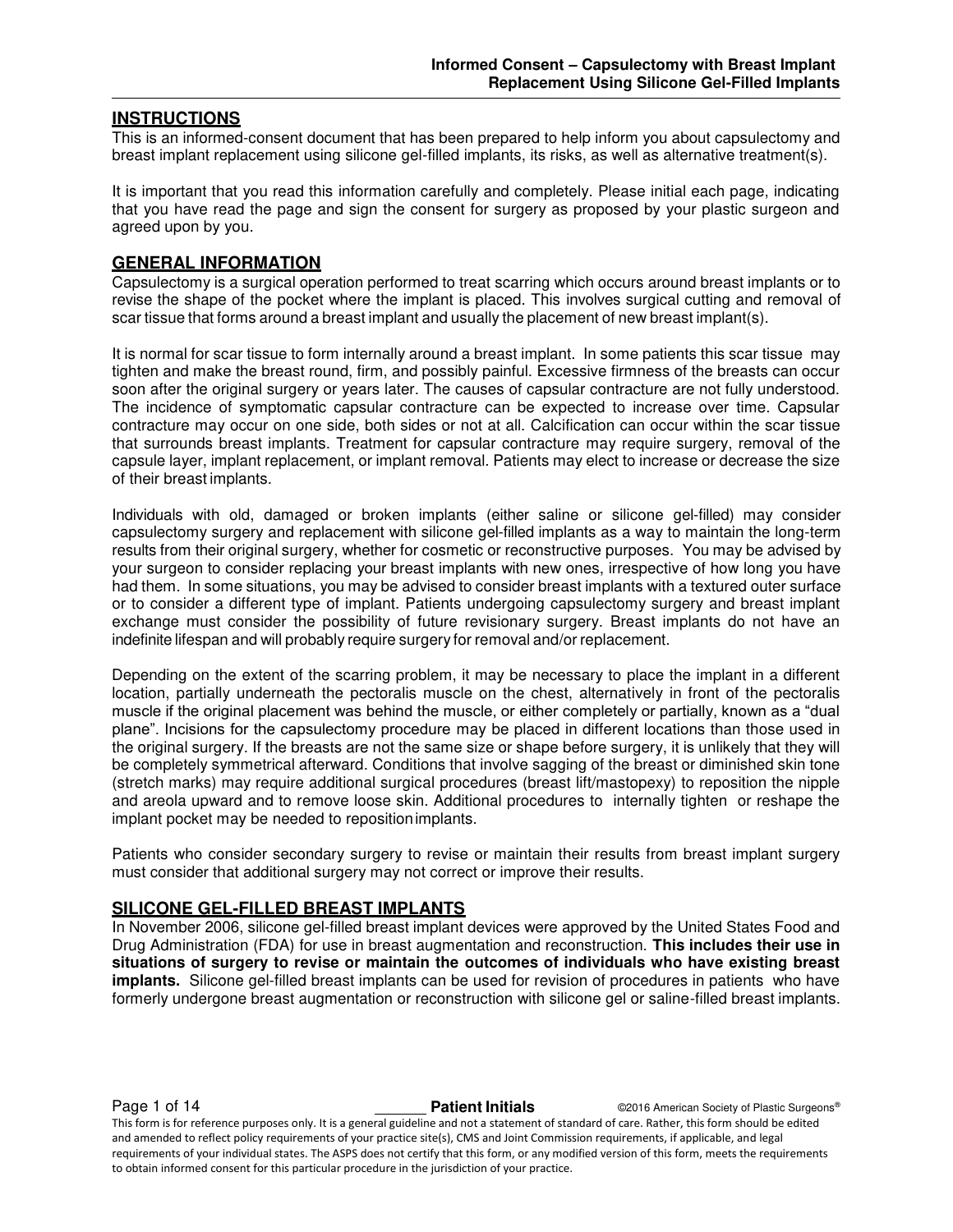## INSTRUCTIONS

This is an informed-consent document that has been prepared to help inform you about capsulectomy and breast implant replacement using silicone gel-filled implants, its risks, as well as alternative treatment(s).

It is important that you read this information carefully and completely. Please initial each page, indicating that you have read the page and sign the consent for surgery as proposed by your plastic surgeon and agreed upon by you.

## GENERAL INFORMATION

Capsulectomy is a surgical operation performed to treat scarring which occurs around breast implants or to revise the shape of the pocket where the implant is placed. This involves surgical cutting and removal of scar tissue that forms around a breast implant and usually the placement of new breast implant(s).

It is normal for scar tissue to form internally around a breast implant. In some patients this scar tissue may tighten and make the breast round, firm, and possibly painful. Excessive firmness of the breasts can occur soon after the original surgery or years later. The causes of capsular contracture are not fully understood. The incidence of symptomatic capsular contracture can be expected to increase over time. Capsular contracture may occur on one side, both sides or not at all. Calcification can occur within the scar tissue that surrounds breast implants. Treatment for capsular contracture may require surgery, removal of the capsule layer, implant replacement, or implant removal. Patients may elect to increase or decrease the size of their breast implants.

Individuals with old, damaged or broken implants (either saline or silicone gel-filled) may consider capsulectomy surgery and replacement with silicone gel-filled implants as a way to maintain the long-term results from their original surgery, whether for cosmetic or reconstructive purposes. You may be advised by your surgeon to consider replacing your breast implants with new ones, irrespective of how long you have had them. In some situations, you may be advised to consider breast implants with a textured outer surface or to consider a different type of implant. Patients undergoing capsulectomy surgery and breast implant exchange must consider the possibility of future revisionary surgery. Breast implants do not have an indefinite lifespan and will probably require surgery for removal and/or replacement.

Depending on the extent of the scarring problem, it may be necessary to place the implant in a different location, partially underneath the pectoralis muscle on the chest, alternatively in front of the pectoralis muscle if the original placement was behind the muscle, or either completely or partially, known as a "dual plane". Incisions for the capsulectomy procedure may be placed in different locations than those used in the original surgery. If the breasts are not the same size or shape before surgery, it is unlikely that they will be completely symmetrical afterward. Conditions that involve sagging of the breast or diminished skin tone (stretch marks) may require additional surgical procedures (breast lift/mastopexy) to reposition the nipple and areola upward and to remove loose skin. Additional procedures to internally tighten or reshape the implant pocket may be needed to reposition implants.

Patients who consider secondary surgery to revise or maintain their results from breast implant surgery must consider that additional surgery may not correct or improve their results.

## SILICONE GEL-FILLED BREAST IMPLANTS

In November 2006, silicone gel-filled breast implant devices were approved by the United States Food and Drug Administration (FDA) for use in breast augmentation and reconstruction. **This includes their use in situations of surgery to revise or maintain the outcomes of individuals who have existing breast implants.** Silicone gel-filled breast implants can be used for revision of procedures in patients who have formerly undergone breast augmentation or reconstruction with silicone gel or saline-filled breast implants.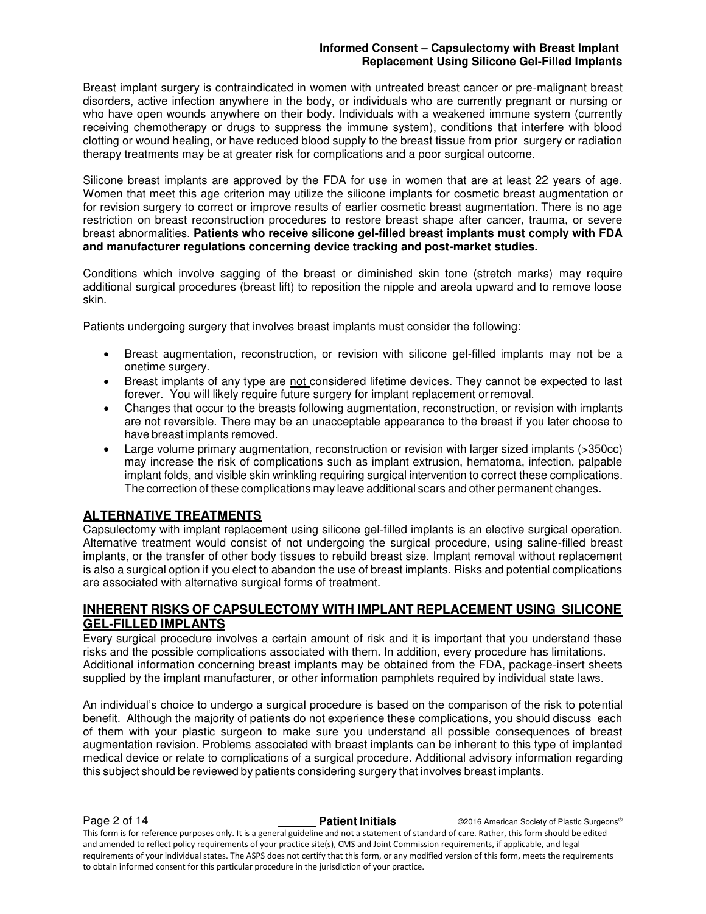Breast implant surgery is contraindicated in women with untreated breast cancer or pre-malignant breast disorders, active infection anywhere in the body, or individuals who are currently pregnant or nursing or who have open wounds anywhere on their body. Individuals with a weakened immune system (currently receiving chemotherapy or drugs to suppress the immune system), conditions that interfere with blood clotting or wound healing, or have reduced blood supply to the breast tissue from prior surgery or radiation therapy treatments may be at greater risk for complications and a poor surgical outcome.

Silicone breast implants are approved by the FDA for use in women that are at least 22 years of age. Women that meet this age criterion may utilize the silicone implants for cosmetic breast augmentation or for revision surgery to correct or improve results of earlier cosmetic breast augmentation. There is no age restriction on breast reconstruction procedures to restore breast shape after cancer, trauma, or severe breast abnormalities. **Patients who receive silicone gel-filled breast implants must comply with FDA and manufacturer regulations concerning device tracking and post-market studies.**

Conditions which involve sagging of the breast or diminished skin tone (stretch marks) may require additional surgical procedures (breast lift) to reposition the nipple and areola upward and to remove loose skin.

Patients undergoing surgery that involves breast implants must consider the following:

- Breast augmentation, reconstruction, or revision with silicone gel-filled implants may not be a onetime surgery.
- Breast implants of any type are not considered lifetime devices. They cannot be expected to last forever. You will likely require future surgery for implant replacement or removal.
- Changes that occur to the breasts following augmentation, reconstruction, or revision with implants are not reversible. There may be an unacceptable appearance to the breast if you later choose to have breast implants removed.
- Large volume primary augmentation, reconstruction or revision with larger sized implants (>350cc) may increase the risk of complications such as implant extrusion, hematoma, infection, palpable implant folds, and visible skin wrinkling requiring surgical intervention to correct these complications. The correction of these complications may leave additional scars and other permanent changes.

## ALTERNATIVE TREATMENTS

Capsulectomy with implant replacement using silicone gel-filled implants is an elective surgical operation. Alternative treatment would consist of not undergoing the surgical procedure, using saline-filled breast implants, or the transfer of other body tissues to rebuild breast size. Implant removal without replacement is also a surgical option if you elect to abandon the use of breast implants. Risks and potential complications are associated with alternative surgical forms of treatment.

## INHERENT RISKS OF CAPSULECTOMY WITH IMPLANT REPLACEMENT USING SILICONE GEL-FILLED IMPLANTS

Every surgical procedure involves a certain amount of risk and it is important that you understand these risks and the possible complications associated with them. In addition, every procedure has limitations. Additional information concerning breast implants may be obtained from the FDA, package-insert sheets supplied by the implant manufacturer, or other information pamphlets required by individual state laws.

An individual's choice to undergo a surgical procedure is based on the comparison of the risk to potential benefit. Although the majority of patients do not experience these complications, you should discuss each of them with your plastic surgeon to make sure you understand all possible consequences of breast augmentation revision. Problems associated with breast implants can be inherent to this type of implanted medical device or relate to complications of a surgical procedure. Additional advisory information regarding this subject should be reviewed by patients considering surgery that involves breast implants.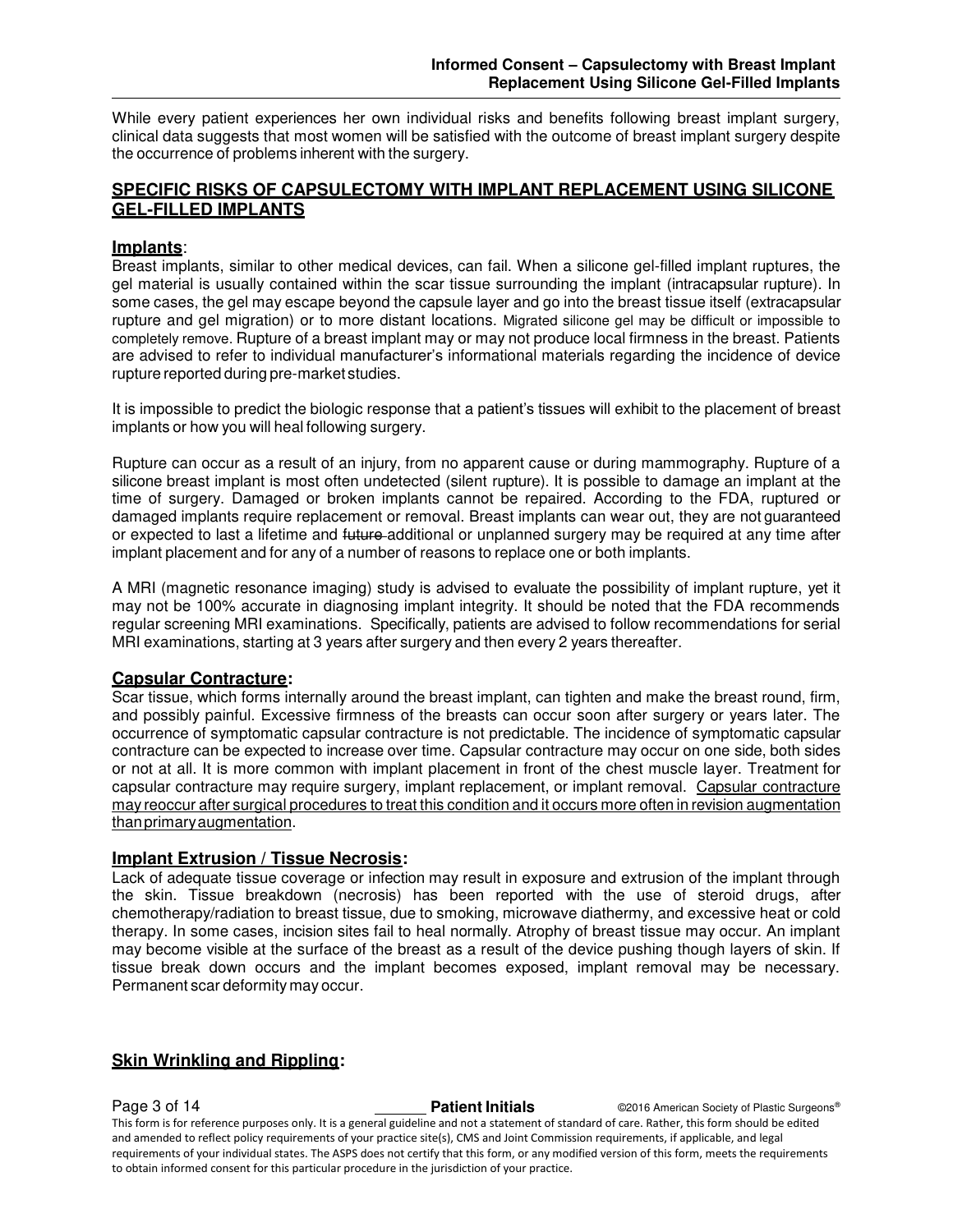While every patient experiences her own individual risks and benefits following breast implant surgery, clinical data suggests that most women will be satisfied with the outcome of breast implant surgery despite the occurrence of problems inherent with the surgery.

## SPECIFIC RISKS OF CAPSULECTOMY WITH IMPLANT REPLACEMENT USING SILICONE GEL-FILLED IMPLANTS

### Implants:

Breast implants, similar to other medical devices, can fail. When a silicone gel-filled implant ruptures, the gel material is usually contained within the scar tissue surrounding the implant (intracapsular rupture). In some cases, the gel may escape beyond the capsule layer and go into the breast tissue itself (extracapsular rupture and gel migration) or to more distant locations. Migrated silicone gel may be difficult or impossible to completely remove. Rupture of a breast implant may or may not produce local firmness in the breast. Patients are advised to refer to individual manufacturer's informational materials regarding the incidence of device rupture reported during pre-market studies.

It is impossible to predict the biologic response that a patient's tissues will exhibit to the placement of breast implants or how you will heal following surgery.

Rupture can occur as a result of an injury, from no apparent cause or during mammography. Rupture of a silicone breast implant is most often undetected (silent rupture). It is possible to damage an implant at the time of surgery. Damaged or broken implants cannot be repaired. According to the FDA, ruptured or damaged implants require replacement or removal. Breast implants can wear out, they are not guaranteed or expected to last a lifetime and ~~future~~ additional or unplanned surgery may be required at any time after implant placement and for any of a number of reasons to replace one or both implants.

A MRI (magnetic resonance imaging) study is advised to evaluate the possibility of implant rupture, yet it may not be 100% accurate in diagnosing implant integrity. It should be noted that the FDA recommends regular screening MRI examinations. Specifically, patients are advised to follow recommendations for serial MRI examinations, starting at 3 years after surgery and then every 2 years thereafter.

### Capsular Contracture:

Scar tissue, which forms internally around the breast implant, can tighten and make the breast round, firm, and possibly painful. Excessive firmness of the breasts can occur soon after surgery or years later. The occurrence of symptomatic capsular contracture is not predictable. The incidence of symptomatic capsular contracture can be expected to increase over time. Capsular contracture may occur on one side, both sides or not at all. It is more common with implant placement in front of the chest muscle layer. Treatment for capsular contracture may require surgery, implant replacement, or implant removal. Capsular contracture may reoccur after surgical procedures to treat this condition and it occurs more often in revision augmentation than primary augmentation.

### Implant Extrusion / Tissue Necrosis:

Lack of adequate tissue coverage or infection may result in exposure and extrusion of the implant through the skin. Tissue breakdown (necrosis) has been reported with the use of steroid drugs, after chemotherapy/radiation to breast tissue, due to smoking, microwave diathermy, and excessive heat or cold therapy. In some cases, incision sites fail to heal normally. Atrophy of breast tissue may occur. An implant may become visible at the surface of the breast as a result of the device pushing though layers of skin. If tissue break down occurs and the implant becomes exposed, implant removal may be necessary. Permanent scar deformity may occur.

### Skin Wrinkling and Rippling: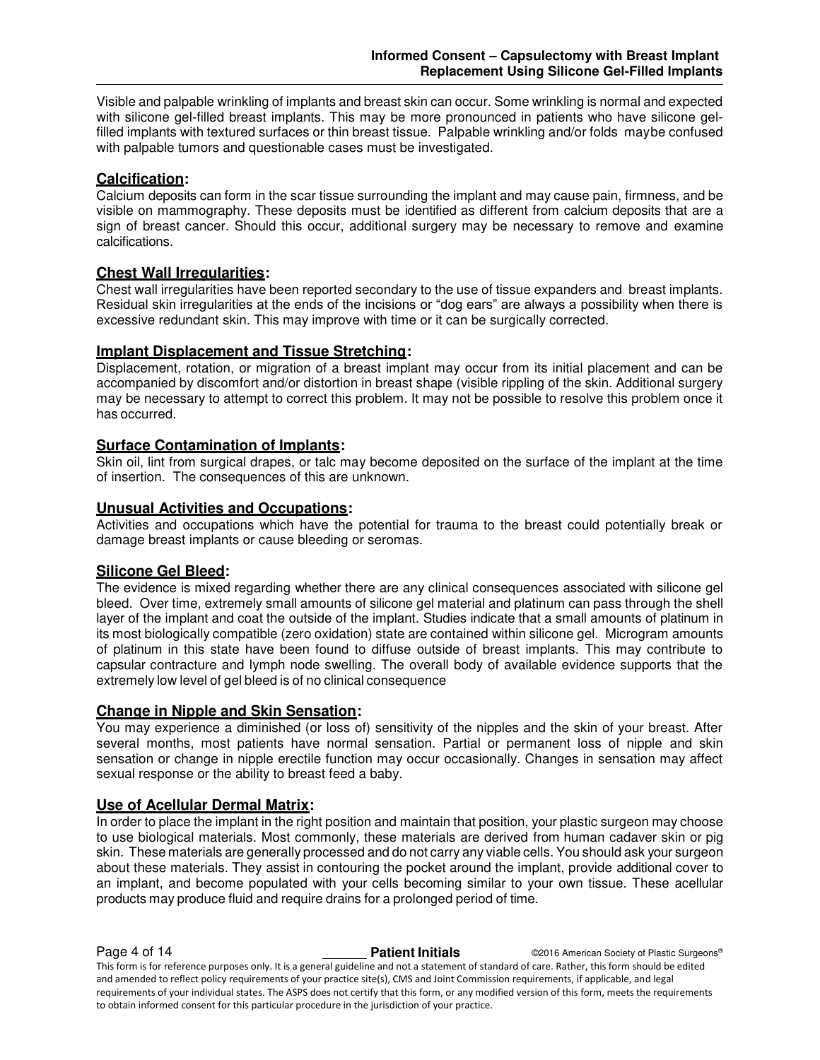Visible and palpable wrinkling of implants and breast skin can occur. Some wrinkling is normal and expected with silicone gel-filled breast implants. This may be more pronounced in patients who have silicone gel-filled implants with textured surfaces or thin breast tissue. Palpable wrinkling and/or folds maybe confused with palpable tumors and questionable cases must be investigated.

## Calcification:

Calcium deposits can form in the scar tissue surrounding the implant and may cause pain, firmness, and be visible on mammography. These deposits must be identified as different from calcium deposits that are a sign of breast cancer. Should this occur, additional surgery may be necessary to remove and examine calcifications.

## Chest Wall Irregularities:

Chest wall irregularities have been reported secondary to the use of tissue expanders and breast implants. Residual skin irregularities at the ends of the incisions or "dog ears" are always a possibility when there is excessive redundant skin. This may improve with time or it can be surgically corrected.

## Implant Displacement and Tissue Stretching:

Displacement, rotation, or migration of a breast implant may occur from its initial placement and can be accompanied by discomfort and/or distortion in breast shape (visible rippling of the skin. Additional surgery may be necessary to attempt to correct this problem. It may not be possible to resolve this problem once it has occurred.

## Surface Contamination of Implants:

Skin oil, lint from surgical drapes, or talc may become deposited on the surface of the implant at the time of insertion. The consequences of this are unknown.

## Unusual Activities and Occupations:

Activities and occupations which have the potential for trauma to the breast could potentially break or damage breast implants or cause bleeding or seromas.

## Silicone Gel Bleed:

The evidence is mixed regarding whether there are any clinical consequences associated with silicone gel bleed. Over time, extremely small amounts of silicone gel material and platinum can pass through the shell layer of the implant and coat the outside of the implant. Studies indicate that a small amounts of platinum in its most biologically compatible (zero oxidation) state are contained within silicone gel. Microgram amounts of platinum in this state have been found to diffuse outside of breast implants. This may contribute to capsular contracture and lymph node swelling. The overall body of available evidence supports that the extremely low level of gel bleed is of no clinical consequence

## Change in Nipple and Skin Sensation:

You may experience a diminished (or loss of) sensitivity of the nipples and the skin of your breast. After several months, most patients have normal sensation. Partial or permanent loss of nipple and skin sensation or change in nipple erectile function may occur occasionally. Changes in sensation may affect sexual response or the ability to breast feed a baby.

## Use of Acellular Dermal Matrix:

In order to place the implant in the right position and maintain that position, your plastic surgeon may choose to use biological materials. Most commonly, these materials are derived from human cadaver skin or pig skin. These materials are generally processed and do not carry any viable cells. You should ask your surgeon about these materials. They assist in contouring the pocket around the implant, provide additional cover to an implant, and become populated with your cells becoming similar to your own tissue. These acellular products may produce fluid and require drains for a prolonged period of time.

______ **Patient Initials**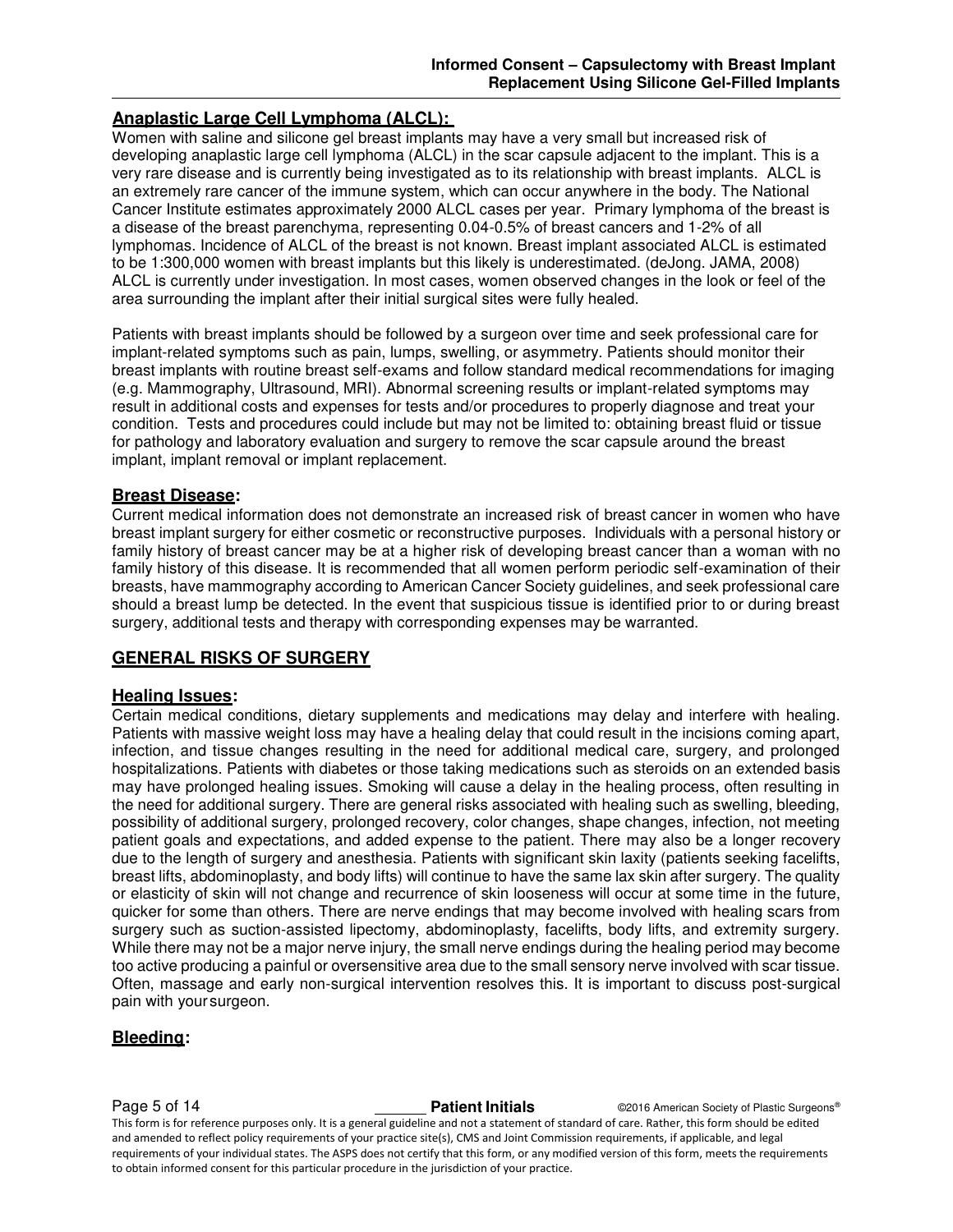## **Anaplastic Large Cell Lymphoma (ALCL):**

Women with saline and silicone gel breast implants may have a very small but increased risk of developing anaplastic large cell lymphoma (ALCL) in the scar capsule adjacent to the implant. This is a very rare disease and is currently being investigated as to its relationship with breast implants. ALCL is an extremely rare cancer of the immune system, which can occur anywhere in the body. The National Cancer Institute estimates approximately 2000 ALCL cases per year. Primary lymphoma of the breast is a disease of the breast parenchyma, representing 0.04-0.5% of breast cancers and 1-2% of all lymphomas. Incidence of ALCL of the breast is not known. Breast implant associated ALCL is estimated to be 1:300,000 women with breast implants but this likely is underestimated. (deJong. JAMA, 2008) ALCL is currently under investigation. In most cases, women observed changes in the look or feel of the area surrounding the implant after their initial surgical sites were fully healed.

Patients with breast implants should be followed by a surgeon over time and seek professional care for implant-related symptoms such as pain, lumps, swelling, or asymmetry. Patients should monitor their breast implants with routine breast self-exams and follow standard medical recommendations for imaging (e.g. Mammography, Ultrasound, MRI). Abnormal screening results or implant-related symptoms may result in additional costs and expenses for tests and/or procedures to properly diagnose and treat your condition. Tests and procedures could include but may not be limited to: obtaining breast fluid or tissue for pathology and laboratory evaluation and surgery to remove the scar capsule around the breast implant, implant removal or implant replacement.

## **Breast Disease:**

Current medical information does not demonstrate an increased risk of breast cancer in women who have breast implant surgery for either cosmetic or reconstructive purposes. Individuals with a personal history or family history of breast cancer may be at a higher risk of developing breast cancer than a woman with no family history of this disease. It is recommended that all women perform periodic self-examination of their breasts, have mammography according to American Cancer Society guidelines, and seek professional care should a breast lump be detected. In the event that suspicious tissue is identified prior to or during breast surgery, additional tests and therapy with corresponding expenses may be warranted.

# **GENERAL RISKS OF SURGERY**

## **Healing Issues:**

Certain medical conditions, dietary supplements and medications may delay and interfere with healing. Patients with massive weight loss may have a healing delay that could result in the incisions coming apart, infection, and tissue changes resulting in the need for additional medical care, surgery, and prolonged hospitalizations. Patients with diabetes or those taking medications such as steroids on an extended basis may have prolonged healing issues. Smoking will cause a delay in the healing process, often resulting in the need for additional surgery. There are general risks associated with healing such as swelling, bleeding, possibility of additional surgery, prolonged recovery, color changes, shape changes, infection, not meeting patient goals and expectations, and added expense to the patient. There may also be a longer recovery due to the length of surgery and anesthesia. Patients with significant skin laxity (patients seeking facelifts, breast lifts, abdominoplasty, and body lifts) will continue to have the same lax skin after surgery. The quality or elasticity of skin will not change and recurrence of skin looseness will occur at some time in the future, quicker for some than others. There are nerve endings that may become involved with healing scars from surgery such as suction-assisted lipectomy, abdominoplasty, facelifts, body lifts, and extremity surgery. While there may not be a major nerve injury, the small nerve endings during the healing period may become too active producing a painful or oversensitive area due to the small sensory nerve involved with scar tissue. Often, massage and early non-surgical intervention resolves this. It is important to discuss post-surgical pain with your surgeon.

## **Bleeding:**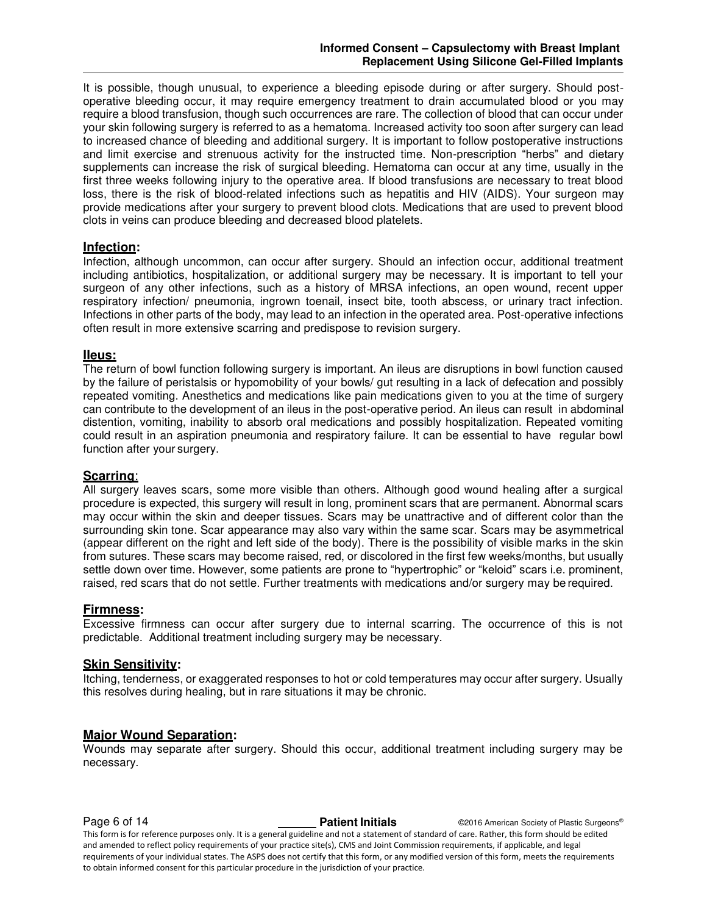It is possible, though unusual, to experience a bleeding episode during or after surgery. Should post-operative bleeding occur, it may require emergency treatment to drain accumulated blood or you may require a blood transfusion, though such occurrences are rare. The collection of blood that can occur under your skin following surgery is referred to as a hematoma. Increased activity too soon after surgery can lead to increased chance of bleeding and additional surgery. It is important to follow postoperative instructions and limit exercise and strenuous activity for the instructed time. Non-prescription "herbs" and dietary supplements can increase the risk of surgical bleeding. Hematoma can occur at any time, usually in the first three weeks following injury to the operative area. If blood transfusions are necessary to treat blood loss, there is the risk of blood-related infections such as hepatitis and HIV (AIDS). Your surgeon may provide medications after your surgery to prevent blood clots. Medications that are used to prevent blood clots in veins can produce bleeding and decreased blood platelets.

**Infection:**

Infection, although uncommon, can occur after surgery. Should an infection occur, additional treatment including antibiotics, hospitalization, or additional surgery may be necessary. It is important to tell your surgeon of any other infections, such as a history of MRSA infections, an open wound, recent upper respiratory infection/ pneumonia, ingrown toenail, insect bite, tooth abscess, or urinary tract infection. Infections in other parts of the body, may lead to an infection in the operated area. Post-operative infections often result in more extensive scarring and predispose to revision surgery.

**Ileus:**

The return of bowl function following surgery is important. An ileus are disruptions in bowl function caused by the failure of peristalsis or hypomobility of your bowls/ gut resulting in a lack of defecation and possibly repeated vomiting. Anesthetics and medications like pain medications given to you at the time of surgery can contribute to the development of an ileus in the post-operative period. An ileus can result in abdominal distention, vomiting, inability to absorb oral medications and possibly hospitalization. Repeated vomiting could result in an aspiration pneumonia and respiratory failure. It can be essential to have regular bowl function after your surgery.

**Scarring:**

All surgery leaves scars, some more visible than others. Although good wound healing after a surgical procedure is expected, this surgery will result in long, prominent scars that are permanent. Abnormal scars may occur within the skin and deeper tissues. Scars may be unattractive and of different color than the surrounding skin tone. Scar appearance may also vary within the same scar. Scars may be asymmetrical (appear different on the right and left side of the body). There is the possibility of visible marks in the skin from sutures. These scars may become raised, red, or discolored in the first few weeks/months, but usually settle down over time. However, some patients are prone to "hypertrophic" or "keloid" scars i.e. prominent, raised, red scars that do not settle. Further treatments with medications and/or surgery may be required.

**Firmness:**

Excessive firmness can occur after surgery due to internal scarring. The occurrence of this is not predictable. Additional treatment including surgery may be necessary.

**Skin Sensitivity:**

Itching, tenderness, or exaggerated responses to hot or cold temperatures may occur after surgery. Usually this resolves during healing, but in rare situations it may be chronic.

**Major Wound Separation:**

Wounds may separate after surgery. Should this occur, additional treatment including surgery may be necessary.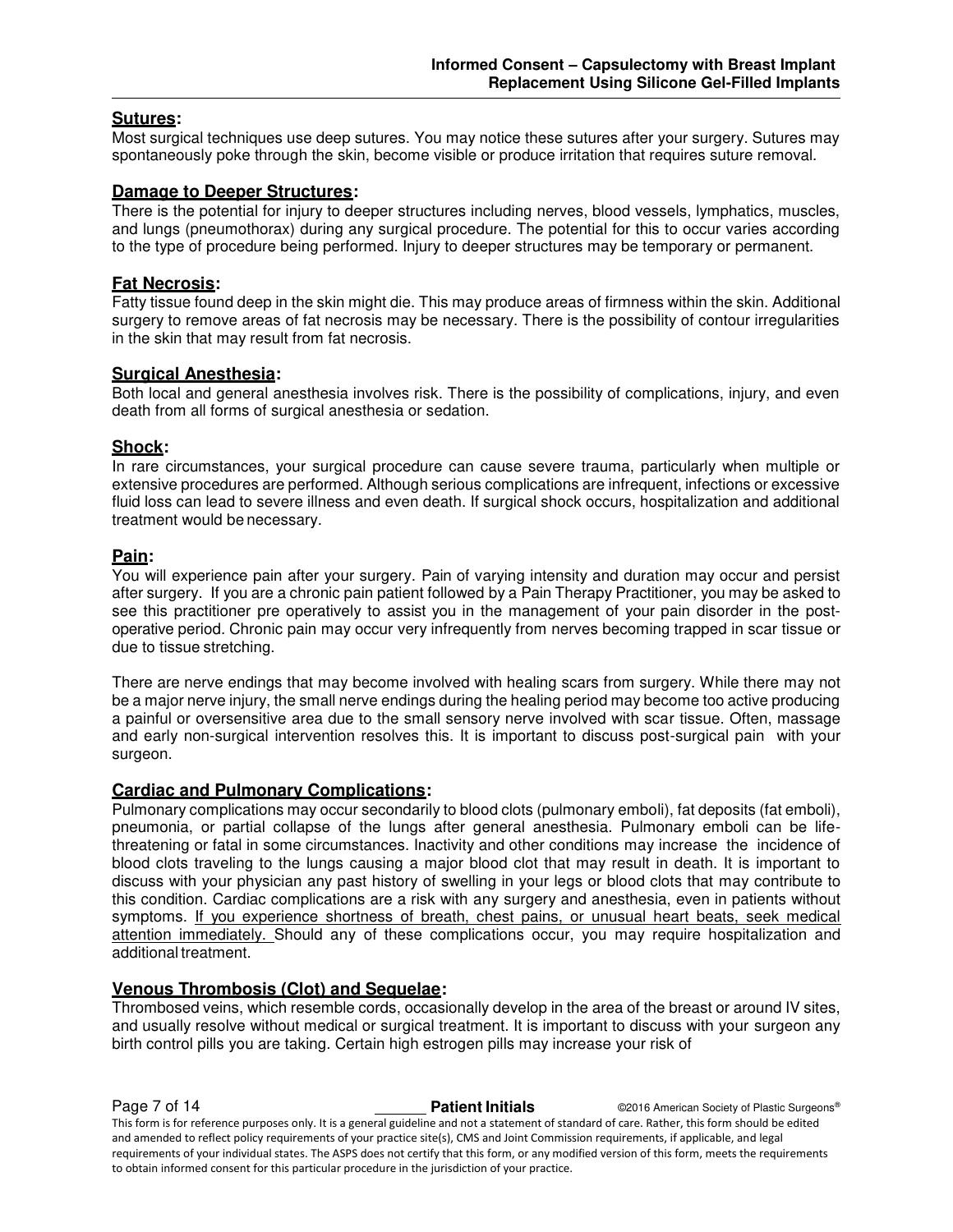## **Sutures:**

Most surgical techniques use deep sutures. You may notice these sutures after your surgery. Sutures may spontaneously poke through the skin, become visible or produce irritation that requires suture removal.

## **Damage to Deeper Structures:**

There is the potential for injury to deeper structures including nerves, blood vessels, lymphatics, muscles, and lungs (pneumothorax) during any surgical procedure. The potential for this to occur varies according to the type of procedure being performed. Injury to deeper structures may be temporary or permanent.

## **Fat Necrosis:**

Fatty tissue found deep in the skin might die. This may produce areas of firmness within the skin. Additional surgery to remove areas of fat necrosis may be necessary. There is the possibility of contour irregularities in the skin that may result from fat necrosis.

## **Surgical Anesthesia:**

Both local and general anesthesia involves risk. There is the possibility of complications, injury, and even death from all forms of surgical anesthesia or sedation.

## **Shock:**

In rare circumstances, your surgical procedure can cause severe trauma, particularly when multiple or extensive procedures are performed. Although serious complications are infrequent, infections or excessive fluid loss can lead to severe illness and even death. If surgical shock occurs, hospitalization and additional treatment would be necessary.

## **Pain:**

You will experience pain after your surgery. Pain of varying intensity and duration may occur and persist after surgery. If you are a chronic pain patient followed by a Pain Therapy Practitioner, you may be asked to see this practitioner pre operatively to assist you in the management of your pain disorder in the post-operative period. Chronic pain may occur very infrequently from nerves becoming trapped in scar tissue or due to tissue stretching.

There are nerve endings that may become involved with healing scars from surgery. While there may not be a major nerve injury, the small nerve endings during the healing period may become too active producing a painful or oversensitive area due to the small sensory nerve involved with scar tissue. Often, massage and early non-surgical intervention resolves this. It is important to discuss post-surgical pain with your surgeon.

## **Cardiac and Pulmonary Complications:**

Pulmonary complications may occur secondarily to blood clots (pulmonary emboli), fat deposits (fat emboli), pneumonia, or partial collapse of the lungs after general anesthesia. Pulmonary emboli can be life-threatening or fatal in some circumstances. Inactivity and other conditions may increase the incidence of blood clots traveling to the lungs causing a major blood clot that may result in death. It is important to discuss with your physician any past history of swelling in your legs or blood clots that may contribute to this condition. Cardiac complications are a risk with any surgery and anesthesia, even in patients without symptoms. <u>If you experience shortness of breath, chest pains, or unusual heart beats, seek medical attention immediately.</u> Should any of these complications occur, you may require hospitalization and additional treatment.

## **Venous Thrombosis (Clot) and Sequelae:**

Thrombosed veins, which resemble cords, occasionally develop in the area of the breast or around IV sites, and usually resolve without medical or surgical treatment. It is important to discuss with your surgeon any birth control pills you are taking. Certain high estrogen pills may increase your risk of

______ **Patient Initials**

This form is for reference purposes only. It is a general guideline and not a statement of standard of care. Rather, this form should be edited and amended to reflect policy requirements of your practice site(s), CMS and Joint Commission requirements, if applicable, and legal requirements of your individual states. The ASPS does not certify that this form, or any modified version of this form, meets the requirements to obtain informed consent for this particular procedure in the jurisdiction of your practice.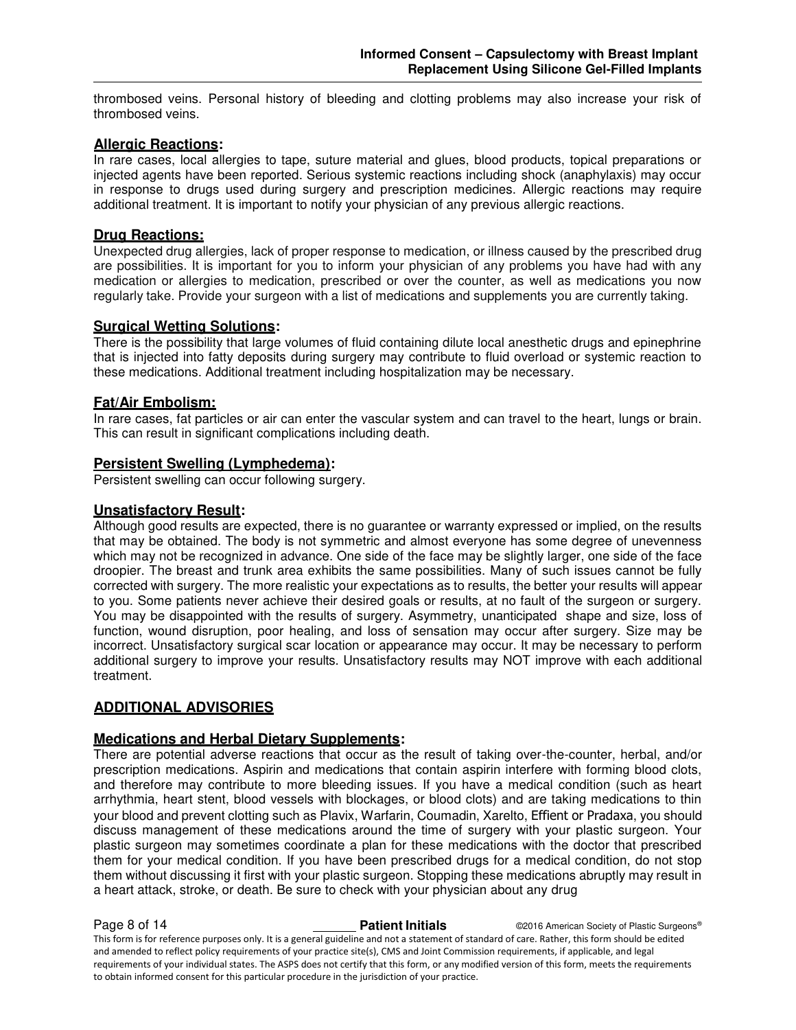thrombosed veins. Personal history of bleeding and clotting problems may also increase your risk of thrombosed veins.

### Allergic Reactions:

In rare cases, local allergies to tape, suture material and glues, blood products, topical preparations or injected agents have been reported. Serious systemic reactions including shock (anaphylaxis) may occur in response to drugs used during surgery and prescription medicines. Allergic reactions may require additional treatment. It is important to notify your physician of any previous allergic reactions.

### Drug Reactions:

Unexpected drug allergies, lack of proper response to medication, or illness caused by the prescribed drug are possibilities. It is important for you to inform your physician of any problems you have had with any medication or allergies to medication, prescribed or over the counter, as well as medications you now regularly take. Provide your surgeon with a list of medications and supplements you are currently taking.

### Surgical Wetting Solutions:

There is the possibility that large volumes of fluid containing dilute local anesthetic drugs and epinephrine that is injected into fatty deposits during surgery may contribute to fluid overload or systemic reaction to these medications. Additional treatment including hospitalization may be necessary.

### Fat/Air Embolism:

In rare cases, fat particles or air can enter the vascular system and can travel to the heart, lungs or brain. This can result in significant complications including death.

### Persistent Swelling (Lymphedema):

Persistent swelling can occur following surgery.

### Unsatisfactory Result:

Although good results are expected, there is no guarantee or warranty expressed or implied, on the results that may be obtained. The body is not symmetric and almost everyone has some degree of unevenness which may not be recognized in advance. One side of the face may be slightly larger, one side of the face droopier. The breast and trunk area exhibits the same possibilities. Many of such issues cannot be fully corrected with surgery. The more realistic your expectations as to results, the better your results will appear to you. Some patients never achieve their desired goals or results, at no fault of the surgeon or surgery. You may be disappointed with the results of surgery. Asymmetry, unanticipated shape and size, loss of function, wound disruption, poor healing, and loss of sensation may occur after surgery. Size may be incorrect. Unsatisfactory surgical scar location or appearance may occur. It may be necessary to perform additional surgery to improve your results. Unsatisfactory results may NOT improve with each additional treatment.

## ADDITIONAL ADVISORIES

### Medications and Herbal Dietary Supplements:

There are potential adverse reactions that occur as the result of taking over-the-counter, herbal, and/or prescription medications. Aspirin and medications that contain aspirin interfere with forming blood clots, and therefore may contribute to more bleeding issues. If you have a medical condition (such as heart arrhythmia, heart stent, blood vessels with blockages, or blood clots) and are taking medications to thin your blood and prevent clotting such as Plavix, Warfarin, Coumadin, Xarelto, Effient or Pradaxa, you should discuss management of these medications around the time of surgery with your plastic surgeon. Your plastic surgeon may sometimes coordinate a plan for these medications with the doctor that prescribed them for your medical condition. If you have been prescribed drugs for a medical condition, do not stop them without discussing it first with your plastic surgeon. Stopping these medications abruptly may result in a heart attack, stroke, or death. Be sure to check with your physician about any drug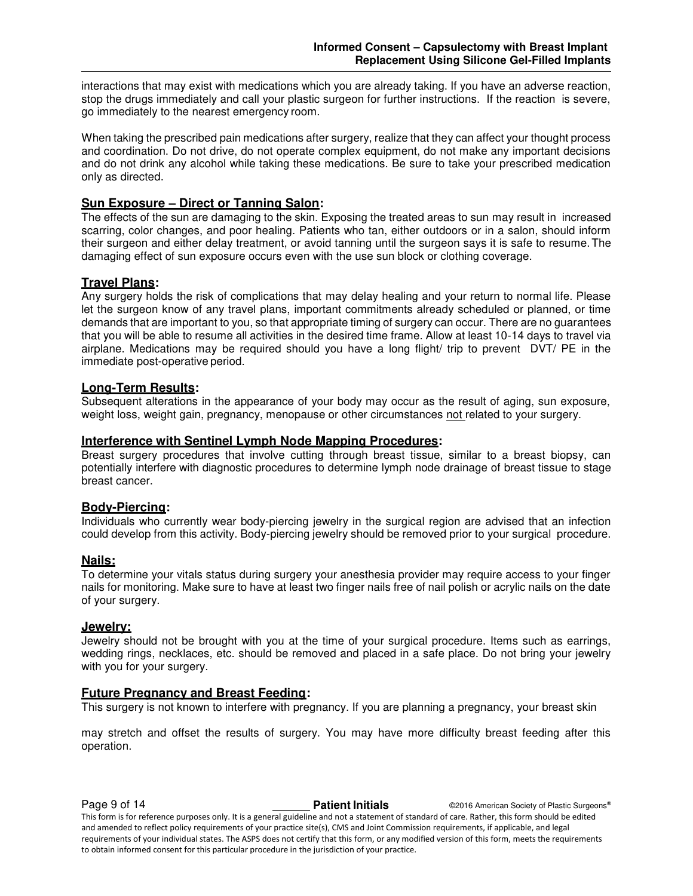interactions that may exist with medications which you are already taking. If you have an adverse reaction, stop the drugs immediately and call your plastic surgeon for further instructions. If the reaction is severe, go immediately to the nearest emergency room.

When taking the prescribed pain medications after surgery, realize that they can affect your thought process and coordination. Do not drive, do not operate complex equipment, do not make any important decisions and do not drink any alcohol while taking these medications. Be sure to take your prescribed medication only as directed.

### Sun Exposure – Direct or Tanning Salon:

The effects of the sun are damaging to the skin. Exposing the treated areas to sun may result in increased scarring, color changes, and poor healing. Patients who tan, either outdoors or in a salon, should inform their surgeon and either delay treatment, or avoid tanning until the surgeon says it is safe to resume. The damaging effect of sun exposure occurs even with the use sun block or clothing coverage.

### Travel Plans:

Any surgery holds the risk of complications that may delay healing and your return to normal life. Please let the surgeon know of any travel plans, important commitments already scheduled or planned, or time demands that are important to you, so that appropriate timing of surgery can occur. There are no guarantees that you will be able to resume all activities in the desired time frame. Allow at least 10-14 days to travel via airplane. Medications may be required should you have a long flight/ trip to prevent DVT/ PE in the immediate post-operative period.

### Long-Term Results:

Subsequent alterations in the appearance of your body may occur as the result of aging, sun exposure, weight loss, weight gain, pregnancy, menopause or other circumstances not related to your surgery.

### Interference with Sentinel Lymph Node Mapping Procedures:

Breast surgery procedures that involve cutting through breast tissue, similar to a breast biopsy, can potentially interfere with diagnostic procedures to determine lymph node drainage of breast tissue to stage breast cancer.

### Body-Piercing:

Individuals who currently wear body-piercing jewelry in the surgical region are advised that an infection could develop from this activity. Body-piercing jewelry should be removed prior to your surgical procedure.

### Nails:

To determine your vitals status during surgery your anesthesia provider may require access to your finger nails for monitoring. Make sure to have at least two finger nails free of nail polish or acrylic nails on the date of your surgery.

### Jewelry:

Jewelry should not be brought with you at the time of your surgical procedure. Items such as earrings, wedding rings, necklaces, etc. should be removed and placed in a safe place. Do not bring your jewelry with you for your surgery.

### Future Pregnancy and Breast Feeding:

This surgery is not known to interfere with pregnancy. If you are planning a pregnancy, your breast skin may stretch and offset the results of surgery. You may have more difficulty breast feeding after this operation.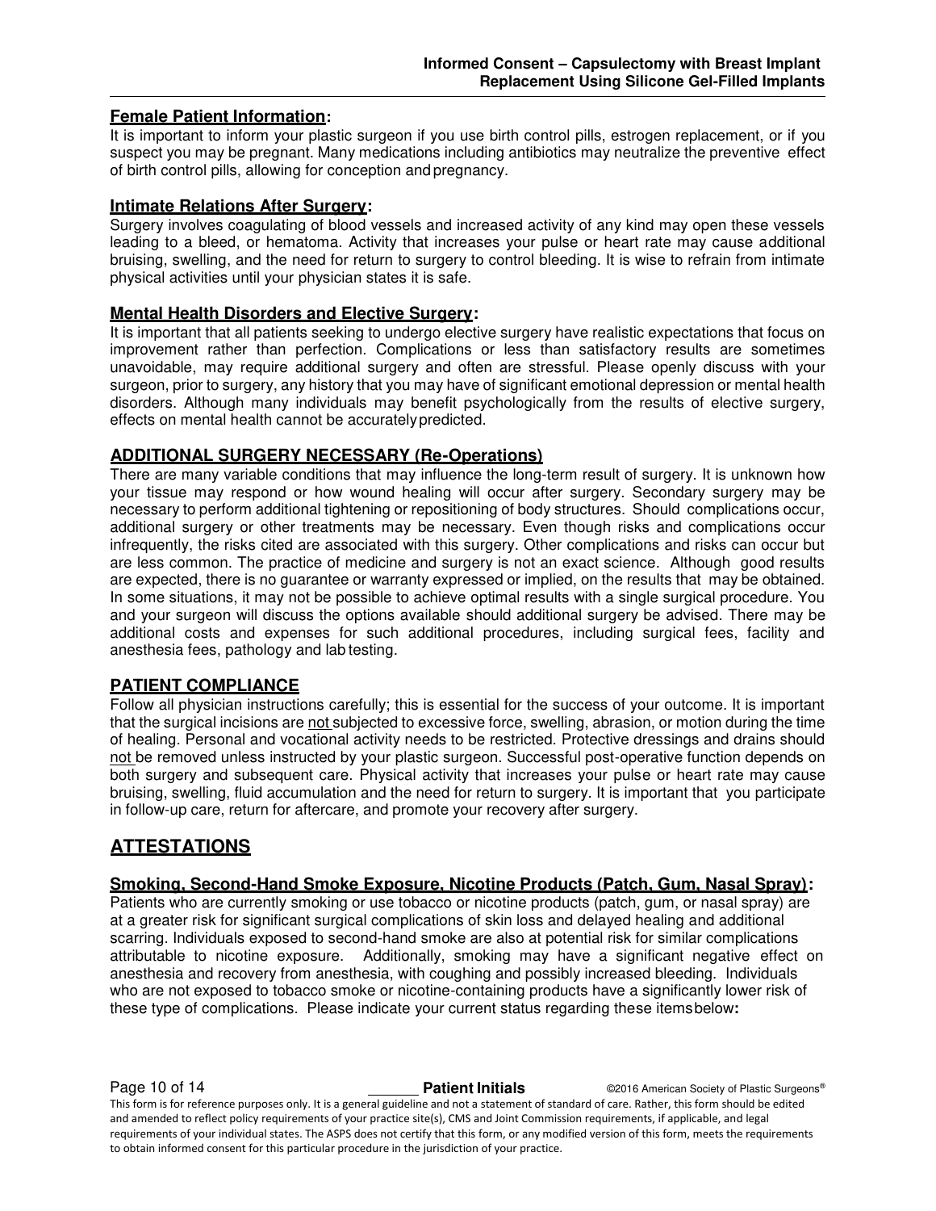**<u>Female Patient Information</u>:**
It is important to inform your plastic surgeon if you use birth control pills, estrogen replacement, or if you suspect you may be pregnant. Many medications including antibiotics may neutralize the preventive effect of birth control pills, allowing for conception and pregnancy.

**<u>Intimate Relations After Surgery</u>:**
Surgery involves coagulating of blood vessels and increased activity of any kind may open these vessels leading to a bleed, or hematoma. Activity that increases your pulse or heart rate may cause additional bruising, swelling, and the need for return to surgery to control bleeding. It is wise to refrain from intimate physical activities until your physician states it is safe.

**<u>Mental Health Disorders and Elective Surgery</u>:**
It is important that all patients seeking to undergo elective surgery have realistic expectations that focus on improvement rather than perfection. Complications or less than satisfactory results are sometimes unavoidable, may require additional surgery and often are stressful. Please openly discuss with your surgeon, prior to surgery, any history that you may have of significant emotional depression or mental health disorders. Although many individuals may benefit psychologically from the results of elective surgery, effects on mental health cannot be accurately predicted.

**<u>ADDITIONAL SURGERY NECESSARY (Re-Operations)</u>**
There are many variable conditions that may influence the long-term result of surgery. It is unknown how your tissue may respond or how wound healing will occur after surgery. Secondary surgery may be necessary to perform additional tightening or repositioning of body structures. Should complications occur, additional surgery or other treatments may be necessary. Even though risks and complications occur infrequently, the risks cited are associated with this surgery. Other complications and risks can occur but are less common. The practice of medicine and surgery is not an exact science. Although good results are expected, there is no guarantee or warranty expressed or implied, on the results that may be obtained. In some situations, it may not be possible to achieve optimal results with a single surgical procedure. You and your surgeon will discuss the options available should additional surgery be advised. There may be additional costs and expenses for such additional procedures, including surgical fees, facility and anesthesia fees, pathology and lab testing.

**<u>PATIENT COMPLIANCE</u>**
Follow all physician instructions carefully; this is essential for the success of your outcome. It is important that the surgical incisions are <u>not</u> subjected to excessive force, swelling, abrasion, or motion during the time of healing. Personal and vocational activity needs to be restricted. Protective dressings and drains should <u>not</u> be removed unless instructed by your plastic surgeon. Successful post-operative function depends on both surgery and subsequent care. Physical activity that increases your pulse or heart rate may cause bruising, swelling, fluid accumulation and the need for return to surgery. It is important that you participate in follow-up care, return for aftercare, and promote your recovery after surgery.

## <u>ATTESTATIONS</u>

**<u>Smoking, Second-Hand Smoke Exposure, Nicotine Products (Patch, Gum, Nasal Spray)</u>:**
Patients who are currently smoking or use tobacco or nicotine products (patch, gum, or nasal spray) are at a greater risk for significant surgical complications of skin loss and delayed healing and additional scarring. Individuals exposed to second-hand smoke are also at potential risk for similar complications attributable to nicotine exposure. Additionally, smoking may have a significant negative effect on anesthesia and recovery from anesthesia, with coughing and possibly increased bleeding. Individuals who are not exposed to tobacco smoke or nicotine-containing products have a significantly lower risk of these type of complications. Please indicate your current status regarding these items below**:**

_______ **Patient Initials**

This form is for reference purposes only. It is a general guideline and not a statement of standard of care. Rather, this form should be edited and amended to reflect policy requirements of your practice site(s), CMS and Joint Commission requirements, if applicable, and legal requirements of your individual states. The ASPS does not certify that this form, or any modified version of this form, meets the requirements to obtain informed consent for this particular procedure in the jurisdiction of your practice.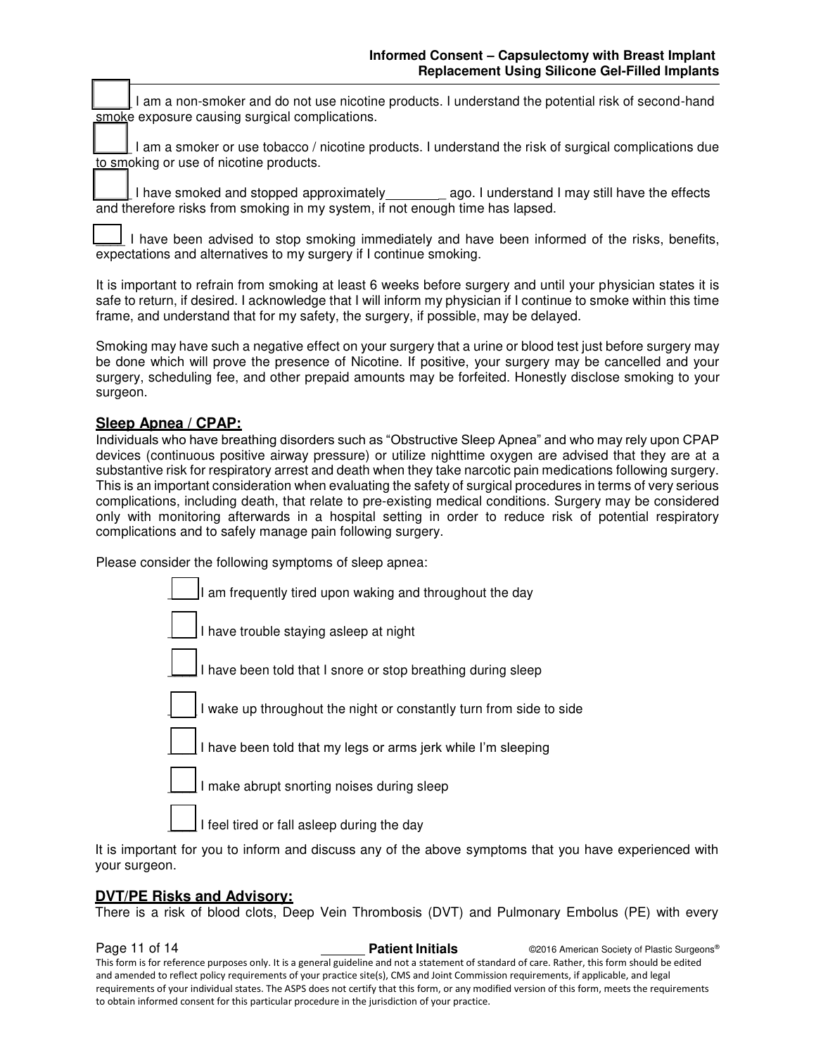☐ I am a non-smoker and do not use nicotine products. I understand the potential risk of second-hand smoke exposure causing surgical complications.

☐ I am a smoker or use tobacco / nicotine products. I understand the risk of surgical complications due to smoking or use of nicotine products.

☐ I have smoked and stopped approximately________ ago. I understand I may still have the effects and therefore risks from smoking in my system, if not enough time has lapsed.

☐ I have been advised to stop smoking immediately and have been informed of the risks, benefits, expectations and alternatives to my surgery if I continue smoking.

It is important to refrain from smoking at least 6 weeks before surgery and until your physician states it is safe to return, if desired. I acknowledge that I will inform my physician if I continue to smoke within this time frame, and understand that for my safety, the surgery, if possible, may be delayed.

Smoking may have such a negative effect on your surgery that a urine or blood test just before surgery may be done which will prove the presence of Nicotine. If positive, your surgery may be cancelled and your surgery, scheduling fee, and other prepaid amounts may be forfeited. Honestly disclose smoking to your surgeon.

## Sleep Apnea / CPAP:

Individuals who have breathing disorders such as "Obstructive Sleep Apnea" and who may rely upon CPAP devices (continuous positive airway pressure) or utilize nighttime oxygen are advised that they are at a substantive risk for respiratory arrest and death when they take narcotic pain medications following surgery. This is an important consideration when evaluating the safety of surgical procedures in terms of very serious complications, including death, that relate to pre-existing medical conditions. Surgery may be considered only with monitoring afterwards in a hospital setting in order to reduce risk of potential respiratory complications and to safely manage pain following surgery.

Please consider the following symptoms of sleep apnea:

- ☐ I am frequently tired upon waking and throughout the day
- ☐ I have trouble staying asleep at night
- ☐ I have been told that I snore or stop breathing during sleep
- ☐ I wake up throughout the night or constantly turn from side to side
- ☐ I have been told that my legs or arms jerk while I'm sleeping
- ☐ I make abrupt snorting noises during sleep
- ☐ I feel tired or fall asleep during the day

It is important for you to inform and discuss any of the above symptoms that you have experienced with your surgeon.

## DVT/PE Risks and Advisory:

There is a risk of blood clots, Deep Vein Thrombosis (DVT) and Pulmonary Embolus (PE) with every

______ **Patient Initials**

This form is for reference purposes only. It is a general guideline and not a statement of standard of care. Rather, this form should be edited and amended to reflect policy requirements of your practice site(s), CMS and Joint Commission requirements, if applicable, and legal requirements of your individual states. The ASPS does not certify that this form, or any modified version of this form, meets the requirements to obtain informed consent for this particular procedure in the jurisdiction of your practice.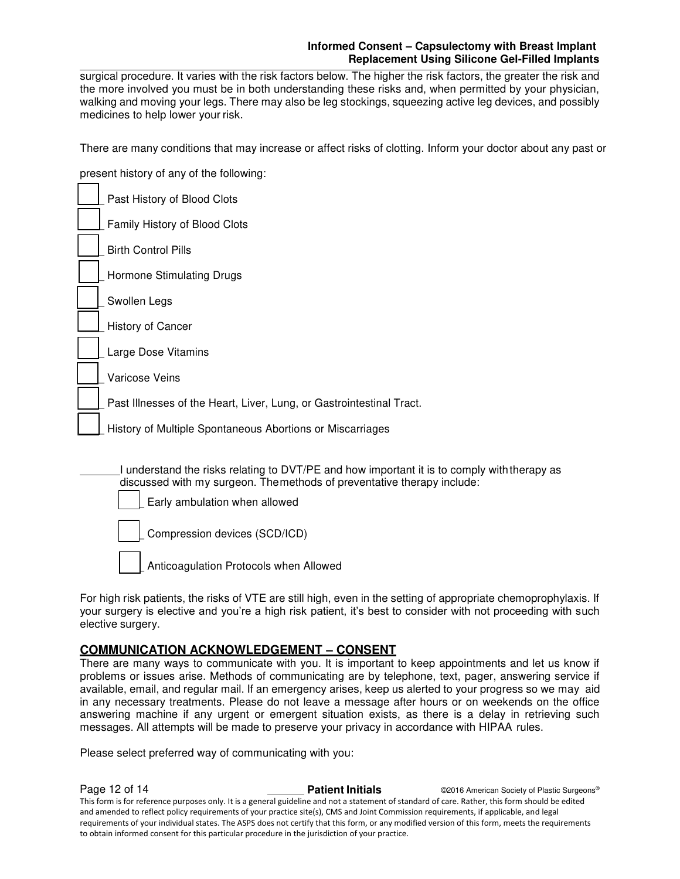surgical procedure. It varies with the risk factors below. The higher the risk factors, the greater the risk and the more involved you must be in both understanding these risks and, when permitted by your physician, walking and moving your legs. There may also be leg stockings, squeezing active leg devices, and possibly medicines to help lower your risk.

There are many conditions that may increase or affect risks of clotting. Inform your doctor about any past or present history of any of the following:

- ☐ Past History of Blood Clots
- ☐ Family History of Blood Clots
- ☐ Birth Control Pills
- ☐ Hormone Stimulating Drugs
- ☐ Swollen Legs
- ☐ History of Cancer
- ☐ Large Dose Vitamins
- ☐ Varicose Veins
- ☐ Past Illnesses of the Heart, Liver, Lung, or Gastrointestinal Tract.
- ☐ History of Multiple Spontaneous Abortions or Miscarriages

_______ I understand the risks relating to DVT/PE and how important it is to comply with therapy as discussed with my surgeon. The methods of preventative therapy include:

- ☐ Early ambulation when allowed
- ☐ Compression devices (SCD/ICD)
- ☐ Anticoagulation Protocols when Allowed

For high risk patients, the risks of VTE are still high, even in the setting of appropriate chemoprophylaxis. If your surgery is elective and you're a high risk patient, it's best to consider with not proceeding with such elective surgery.

## COMMUNICATION ACKNOWLEDGEMENT – CONSENT

There are many ways to communicate with you. It is important to keep appointments and let us know if problems or issues arise. Methods of communicating are by telephone, text, pager, answering service if available, email, and regular mail. If an emergency arises, keep us alerted to your progress so we may aid in any necessary treatments. Please do not leave a message after hours or on weekends on the office answering machine if any urgent or emergent situation exists, as there is a delay in retrieving such messages. All attempts will be made to preserve your privacy in accordance with HIPAA rules.

Please select preferred way of communicating with you:

_______ **Patient Initials**

This form is for reference purposes only. It is a general guideline and not a statement of standard of care. Rather, this form should be edited and amended to reflect policy requirements of your practice site(s), CMS and Joint Commission requirements, if applicable, and legal requirements of your individual states. The ASPS does not certify that this form, or any modified version of this form, meets the requirements to obtain informed consent for this particular procedure in the jurisdiction of your practice.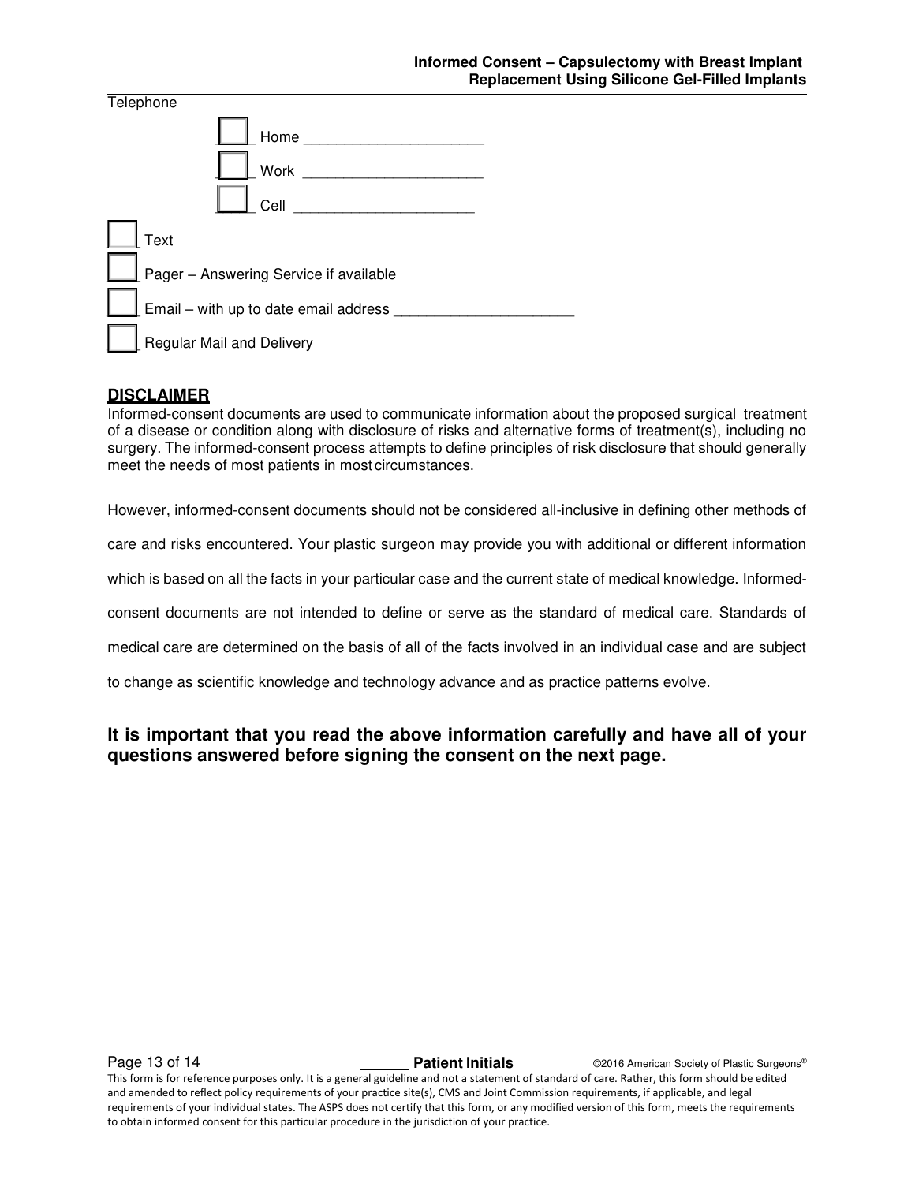Telephone

- [ ] Home ____________________
- [ ] Work ____________________
- [ ] Cell ____________________

- [ ] Text
- [ ] Pager – Answering Service if available
- [ ] Email – with up to date email address ____________________
- [ ] Regular Mail and Delivery

## DISCLAIMER

Informed-consent documents are used to communicate information about the proposed surgical treatment of a disease or condition along with disclosure of risks and alternative forms of treatment(s), including no surgery. The informed-consent process attempts to define principles of risk disclosure that should generally meet the needs of most patients in most circumstances.

However, informed-consent documents should not be considered all-inclusive in defining other methods of care and risks encountered. Your plastic surgeon may provide you with additional or different information which is based on all the facts in your particular case and the current state of medical knowledge. Informed-consent documents are not intended to define or serve as the standard of medical care. Standards of medical care are determined on the basis of all of the facts involved in an individual case and are subject to change as scientific knowledge and technology advance and as practice patterns evolve.

**It is important that you read the above information carefully and have all of your questions answered before signing the consent on the next page.**

______ **Patient Initials**

This form is for reference purposes only. It is a general guideline and not a statement of standard of care. Rather, this form should be edited and amended to reflect policy requirements of your practice site(s), CMS and Joint Commission requirements, if applicable, and legal requirements of your individual states. The ASPS does not certify that this form, or any modified version of this form, meets the requirements to obtain informed consent for this particular procedure in the jurisdiction of your practice.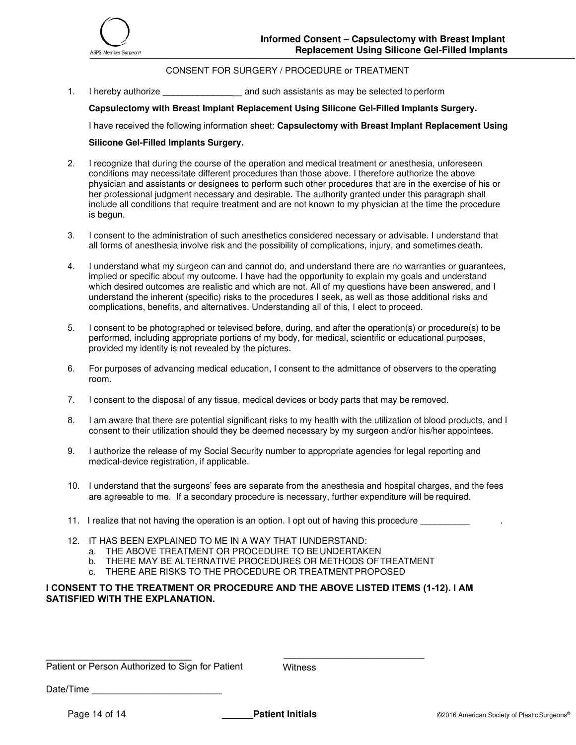## CONSENT FOR SURGERY / PROCEDURE or TREATMENT

1. I hereby authorize ________________ and such assistants as may be selected to perform

   **Capsulectomy with Breast Implant Replacement Using Silicone Gel-Filled Implants Surgery.**

   I have received the following information sheet: **Capsulectomy with Breast Implant Replacement Using Silicone Gel-Filled Implants Surgery.**

2. I recognize that during the course of the operation and medical treatment or anesthesia, unforeseen conditions may necessitate different procedures than those above. I therefore authorize the above physician and assistants or designees to perform such other procedures that are in the exercise of his or her professional judgment necessary and desirable. The authority granted under this paragraph shall include all conditions that require treatment and are not known to my physician at the time the procedure is begun.

3. I consent to the administration of such anesthetics considered necessary or advisable. I understand that all forms of anesthesia involve risk and the possibility of complications, injury, and sometimes death.

4. I understand what my surgeon can and cannot do, and understand there are no warranties or guarantees, implied or specific about my outcome. I have had the opportunity to explain my goals and understand which desired outcomes are realistic and which are not. All of my questions have been answered, and I understand the inherent (specific) risks to the procedures I seek, as well as those additional risks and complications, benefits, and alternatives. Understanding all of this, I elect to proceed.

5. I consent to be photographed or televised before, during, and after the operation(s) or procedure(s) to be performed, including appropriate portions of my body, for medical, scientific or educational purposes, provided my identity is not revealed by the pictures.

6. For purposes of advancing medical education, I consent to the admittance of observers to the operating room.

7. I consent to the disposal of any tissue, medical devices or body parts that may be removed.

8. I am aware that there are potential significant risks to my health with the utilization of blood products, and I consent to their utilization should they be deemed necessary by my surgeon and/or his/her appointees.

9. I authorize the release of my Social Security number to appropriate agencies for legal reporting and medical-device registration, if applicable.

10. I understand that the surgeons' fees are separate from the anesthesia and hospital charges, and the fees are agreeable to me. If a secondary procedure is necessary, further expenditure will be required.

11. I realize that not having the operation is an option. I opt out of having this procedure __________ .

12. IT HAS BEEN EXPLAINED TO ME IN A WAY THAT I UNDERSTAND:
    a. THE ABOVE TREATMENT OR PROCEDURE TO BE UNDERTAKEN
    b. THERE MAY BE ALTERNATIVE PROCEDURES OR METHODS OF TREATMENT
    c. THERE ARE RISKS TO THE PROCEDURE OR TREATMENT PROPOSED

**I CONSENT TO THE TREATMENT OR PROCEDURE AND THE ABOVE LISTED ITEMS (1-12). I AM SATISFIED WITH THE EXPLANATION.**

____________________________ Patient or Person Authorized to Sign for Patient

____________________________ Witness

Date/Time _________________________

______**Patient Initials**